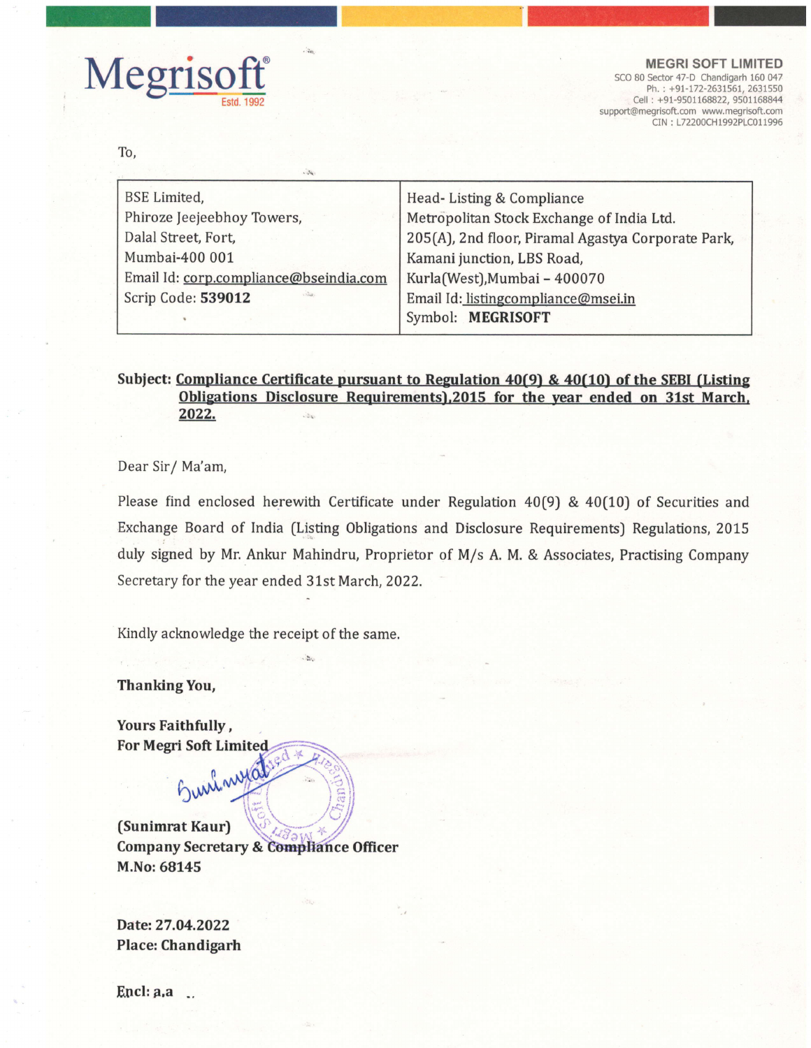# Megrisoft®
Estd. 1992

**MEGRI SOFT LIMITED**
SCO 80 Sector 47-D Chandigarh 160 047
Ph. : +91-172-2631561, 2631550
Cell : +91-9501168822, 9501168844
support@megrisoft.com www.megrisoft.com
CIN : L72200CH1992PLC011996

To,

| BSE Limited,<br>Phiroze Jeejeebhoy Towers,<br>Dalal Street, Fort,<br>Mumbai-400 001<br>Email Id: corp.compliance@bseindia.com<br>Scrip Code: **539012** | Head- Listing & Compliance<br>Metropolitan Stock Exchange of India Ltd.<br>205(A), 2nd floor, Piramal Agastya Corporate Park,<br>Kamani junction, LBS Road,<br>Kurla(West),Mumbai – 400070<br>Email Id: listingcompliance@msei.in<br>Symbol: **MEGRISOFT** |
|---|---|

**Subject: Compliance Certificate pursuant to Regulation 40(9) & 40(10) of the SEBI (Listing Obligations Disclosure Requirements),2015 for the year ended on 31st March, 2022.**

Dear Sir/ Ma'am,

Please find enclosed herewith Certificate under Regulation 40(9) & 40(10) of Securities and Exchange Board of India (Listing Obligations and Disclosure Requirements) Regulations, 2015 duly signed by Mr. Ankur Mahindru, Proprietor of M/s A. M. & Associates, Practising Company Secretary for the year ended 31st March, 2022.

Kindly acknowledge the receipt of the same.

**Thanking You,**

**Yours Faithfully ,**
**For Megri Soft Limited**

**(Sunimrat Kaur)**
**Company Secretary & Compliance Officer**
**M.No: 68145**

**Date: 27.04.2022**
**Place: Chandigarh**

**Encl: a.a**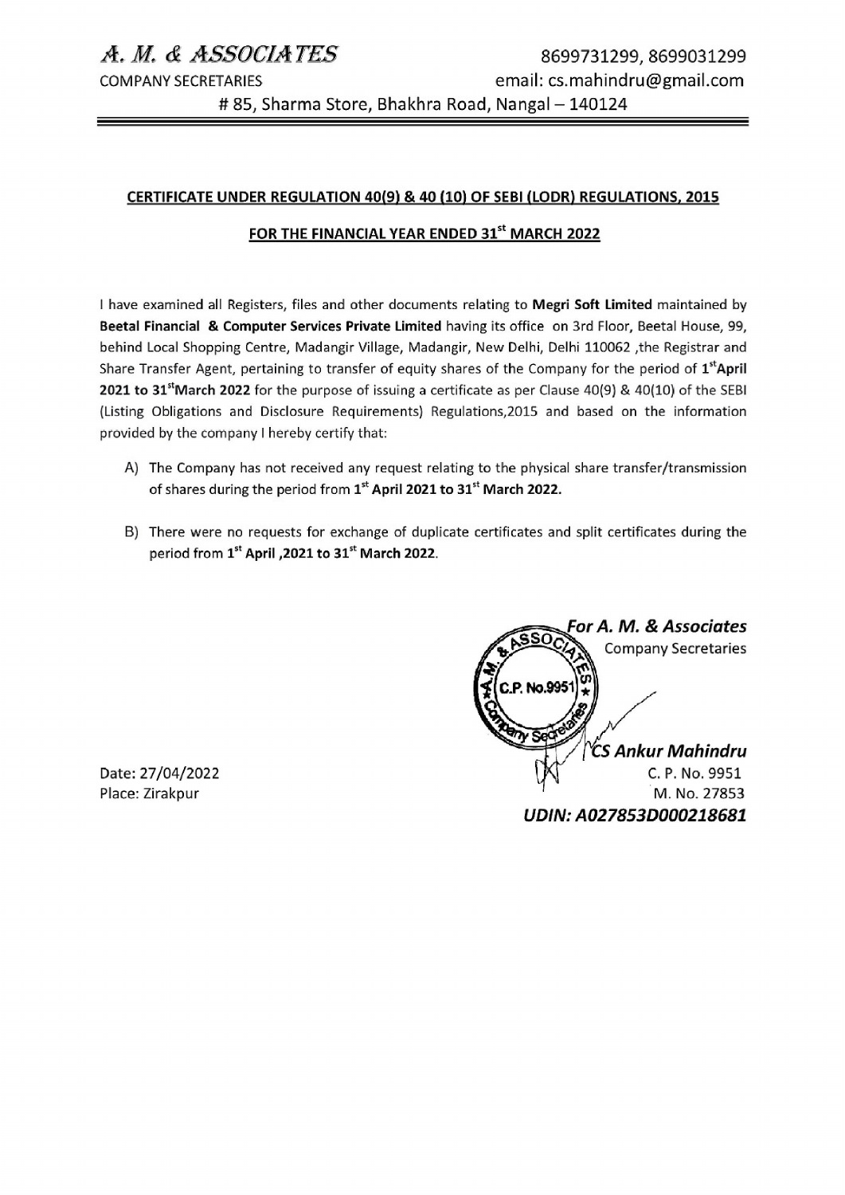# A. M. & ASSOCIATES

COMPANY SECRETARIES

8699731299, 8699031299

email: cs.mahindru@gmail.com

# 85, Sharma Store, Bhakhra Road, Nangal – 140124

**CERTIFICATE UNDER REGULATION 40(9) & 40 (10) OF SEBI (LODR) REGULATIONS, 2015**

**FOR THE FINANCIAL YEAR ENDED 31st MARCH 2022**

I have examined all Registers, files and other documents relating to **Megri Soft Limited** maintained by **Beetal Financial & Computer Services Private Limited** having its office on 3rd Floor, Beetal House, 99, behind Local Shopping Centre, Madangir Village, Madangir, New Delhi, Delhi 110062 ,the Registrar and Share Transfer Agent, pertaining to transfer of equity shares of the Company for the period of **1st April 2021 to 31st March 2022** for the purpose of issuing a certificate as per Clause 40(9) & 40(10) of the SEBI (Listing Obligations and Disclosure Requirements) Regulations,2015 and based on the information provided by the company I hereby certify that:

A) The Company has not received any request relating to the physical share transfer/transmission of shares during the period from **1st April 2021 to 31st March 2022.**

B) There were no requests for exchange of duplicate certificates and split certificates during the period from **1st April ,2021 to 31st March 2022**.

***For A. M. & Associates***

Company Secretaries

***CS Ankur Mahindru***

C. P. No. 9951

M. No. 27853

***UDIN: A027853D000218681***

Date: 27/04/2022

Place: Zirakpur